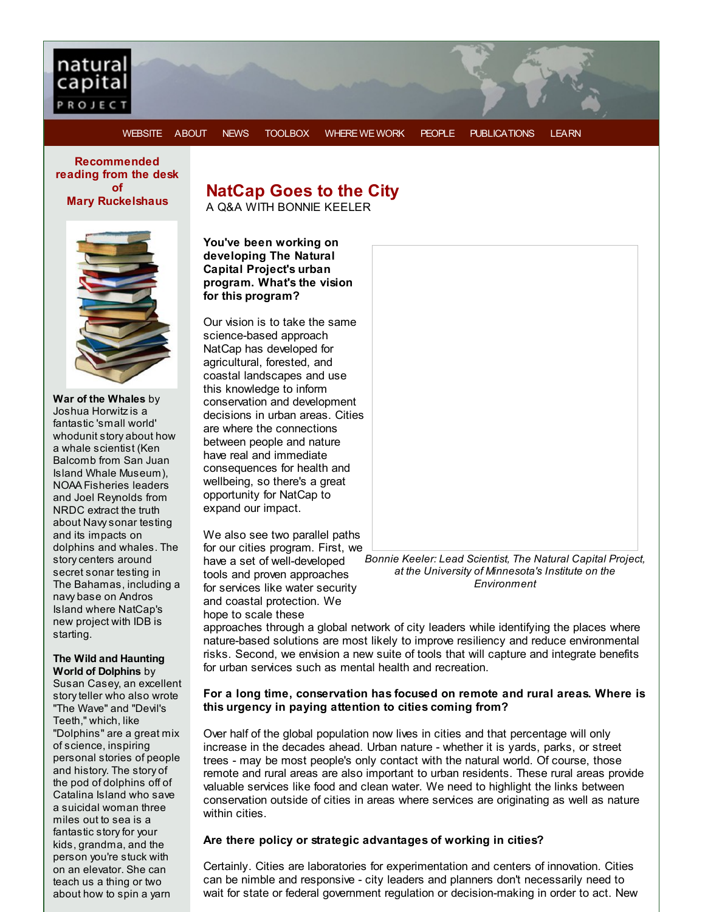natural capital PROJECT

WEBSITE ABOUT NEWS TOOLBOX WHERE WE WORK PEOPLE PUBLICATIONS LEARN

# NatCap Goes to the City

A Q&A WITH BONNIE KEELER

**You've been working on developing The Natural Capital Project's urban program. What's the vision for this program?**

Our vision is to take the same science-based approach NatCap has developed for agricultural, forested, and coastal landscapes and use this knowledge to inform conservation and development decisions in urban areas. Cities are where the connections between people and nature have real and immediate consequences for health and wellbeing, so there's a great opportunity for NatCap to expand our impact.

*Bonnie Keeler: Lead Scientist, The Natural Capital Project, at the University of Minnesota's Institute on the Environment*

We also see two parallel paths for our cities program. First, we have a set of well-developed tools and proven approaches for services like water security and coastal protection. We hope to scale these approaches through a global network of city leaders while identifying the places where nature-based solutions are most likely to improve resiliency and reduce environmental risks. Second, we envision a new suite of tools that will capture and integrate benefits for urban services such as mental health and recreation.

**For a long time, conservation has focused on remote and rural areas. Where is this urgency in paying attention to cities coming from?**

Over half of the global population now lives in cities and that percentage will only increase in the decades ahead. Urban nature - whether it is yards, parks, or street trees - may be most people's only contact with the natural world. Of course, those remote and rural areas are also important to urban residents. These rural areas provide valuable services like food and clean water. We need to highlight the links between conservation outside of cities in areas where services are originating as well as nature within cities.

**Are there policy or strategic advantages of working in cities?**

Certainly. Cities are laboratories for experimentation and centers of innovation. Cities can be nimble and responsive - city leaders and planners don't necessarily need to wait for state or federal government regulation or decision-making in order to act. New

---

## Recommended reading from the desk of Mary Ruckelshaus

**War of the Whales** by Joshua Horwitz is a fantastic 'small world' whodunit story about how a whale scientist (Ken Balcomb from San Juan Island Whale Museum), NOAA Fisheries leaders and Joel Reynolds from NRDC extract the truth about Navy sonar testing and its impacts on dolphins and whales. The story centers around secret sonar testing in The Bahamas, including a navy base on Andros Island where NatCap's new project with IDB is starting.

**The Wild and Haunting World of Dolphins** by Susan Casey, an excellent story teller who also wrote "The Wave" and "Devil's Teeth," which, like "Dolphins" are a great mix of science, inspiring personal stories of people and history. The story of the pod of dolphins off of Catalina Island who save a suicidal woman three miles out to sea is a fantastic story for your kids, grandma, and the person you're stuck with on an elevator. She can teach us a thing or two about how to spin a yarn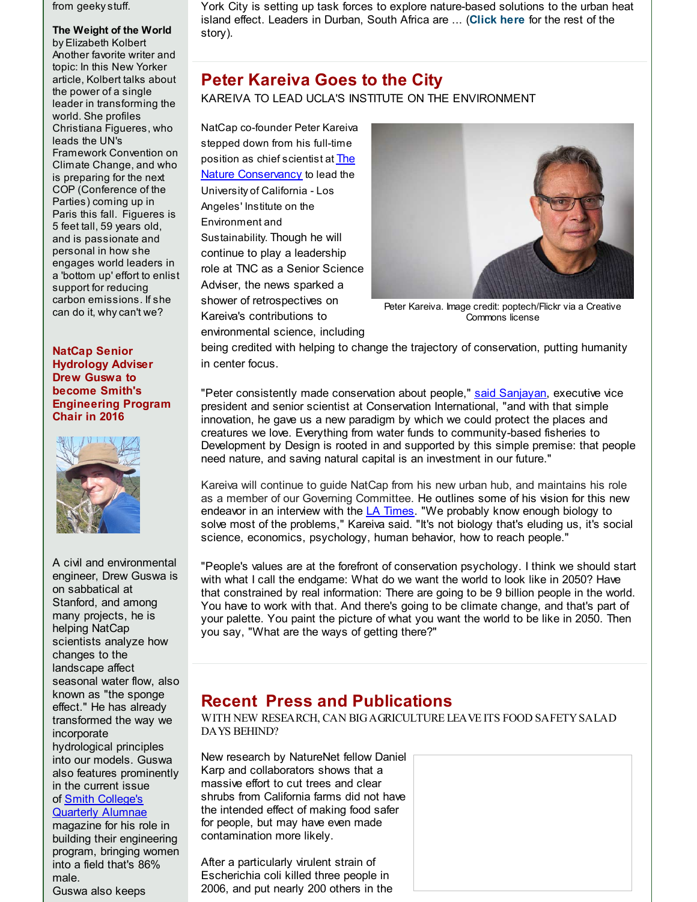from geeky stuff.

**The Weight of the World**
by Elizabeth Kolbert
Another favorite writer and topic: In this New Yorker article, Kolbert talks about the power of a single leader in transforming the world. She profiles Christiana Figueres, who leads the UN's Framework Convention on Climate Change, and who is preparing for the next COP (Conference of the Parties) coming up in Paris this fall. Figueres is 5 feet tall, 59 years old, and is passionate and personal in how she engages world leaders in a 'bottom up' effort to enlist support for reducing carbon emissions. If she can do it, why can't we?

**NatCap Senior Hydrology Adviser Drew Guswa to become Smith's Engineering Program Chair in 2016**

A civil and environmental engineer, Drew Guswa is on sabbatical at Stanford, and among many projects, he is helping NatCap scientists analyze how changes to the landscape affect seasonal water flow, also known as "the sponge effect." He has already transformed the way we incorporate hydrological principles into our models. Guswa also features prominently in the current issue of Smith College's Quarterly Alumnae magazine for his role in building their engineering program, bringing women into a field that's 86% male.
Guswa also keeps

York City is setting up task forces to explore nature-based solutions to the urban heat island effect. Leaders in Durban, South Africa are ... (**Click here** for the rest of the story).

## Peter Kareiva Goes to the City

KAREIVA TO LEAD UCLA'S INSTITUTE ON THE ENVIRONMENT

NatCap co-founder Peter Kareiva stepped down from his full-time position as chief scientist at The Nature Conservancy to lead the University of California - Los Angeles' Institute on the Environment and Sustainability. Though he will continue to play a leadership role at TNC as a Senior Science Adviser, the news sparked a shower of retrospectives on Kareiva's contributions to environmental science, including being credited with helping to change the trajectory of conservation, putting humanity in center focus.

Peter Kareiva. Image credit: poptech/Flickr via a Creative Commons license

"Peter consistently made conservation about people," said Sanjayan, executive vice president and senior scientist at Conservation International, "and with that simple innovation, he gave us a new paradigm by which we could protect the places and creatures we love. Everything from water funds to community-based fisheries to Development by Design is rooted in and supported by this simple premise: that people need nature, and saving natural capital is an investment in our future."

Kareiva will continue to guide NatCap from his new urban hub, and maintains his role as a member of our Governing Committee. He outlines some of his vision for this new endeavor in an interview with the LA Times. "We probably know enough biology to solve most of the problems," Kareiva said. "It's not biology that's eluding us, it's social science, economics, psychology, human behavior, how to reach people."

"People's values are at the forefront of conservation psychology. I think we should start with what I call the endgame: What do we want the world to look like in 2050? Have that constrained by real information: There are going to be 9 billion people in the world. You have to work with that. And there's going to be climate change, and that's part of your palette. You paint the picture of what you want the world to be like in 2050. Then you say, "What are the ways of getting there?"

## Recent Press and Publications

WITH NEW RESEARCH, CAN BIG AGRICULTURE LEAVE ITS FOOD SAFETY SALAD DAYS BEHIND?

New research by NatureNet fellow Daniel Karp and collaborators shows that a massive effort to cut trees and clear shrubs from California farms did not have the intended effect of making food safer for people, but may have even made contamination more likely.

After a particularly virulent strain of Escherichia coli killed three people in 2006, and put nearly 200 others in the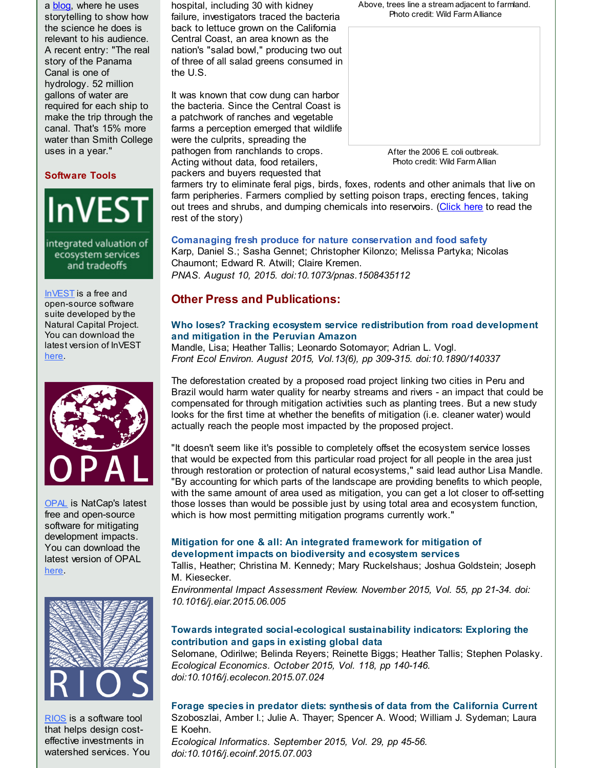a blog, where he uses storytelling to show how the science he does is relevant to his audience. A recent entry: "The real story of the Panama Canal is one of hydrology. 52 million gallons of water are required for each ship to make the trip through the canal. That's 15% more water than Smith College uses in a year."

### Software Tools

InVEST integrated valuation of ecosystem services and tradeoffs

InVEST is a free and open-source software suite developed by the Natural Capital Project. You can download the latest version of InVEST here.

OPAL

OPAL is NatCap's latest free and open-source software for mitigating development impacts. You can download the latest version of OPAL here.

RIOS

RIOS is a software tool that helps design cost-effective investments in watershed services. You

hospital, including 30 with kidney failure, investigators traced the bacteria back to lettuce grown on the California Central Coast, an area known as the nation's "salad bowl," producing two out of three of all salad greens consumed in the U.S.

Above, trees line a stream adjacent to farmland. Photo credit: Wild Farm Alliance

After the 2006 E. coli outbreak. Photo credit: Wild Farm Allian

It was known that cow dung can harbor the bacteria. Since the Central Coast is a patchwork of ranches and vegetable farms a perception emerged that wildlife were the culprits, spreading the pathogen from ranchlands to crops. Acting without data, food retailers, packers and buyers requested that farmers try to eliminate feral pigs, birds, foxes, rodents and other animals that live on farm peripheries. Farmers complied by setting poison traps, erecting fences, taking out trees and shrubs, and dumping chemicals into reservoirs. (Click here to read the rest of the story)

**Comanaging fresh produce for nature conservation and food safety**
Karp, Daniel S.; Sasha Gennet; Christopher Kilonzo; Melissa Partyka; Nicolas Chaumont; Edward R. Atwill; Claire Kremen.
*PNAS. August 10, 2015. doi:10.1073/pnas.1508435112*

## Other Press and Publications:

**Who loses? Tracking ecosystem service redistribution from road development and mitigation in the Peruvian Amazon**
Mandle, Lisa; Heather Tallis; Leonardo Sotomayor; Adrian L. Vogl.
*Front Ecol Environ. August 2015, Vol.13(6), pp 309-315. doi:10.1890/140337*

The deforestation created by a proposed road project linking two cities in Peru and Brazil would harm water quality for nearby streams and rivers - an impact that could be compensated for through mitigation activities such as planting trees. But a new study looks for the first time at whether the benefits of mitigation (i.e. cleaner water) would actually reach the people most impacted by the proposed project.

"It doesn't seem like it's possible to completely offset the ecosystem service losses that would be expected from this particular road project for all people in the area just through restoration or protection of natural ecosystems," said lead author Lisa Mandle. "By accounting for which parts of the landscape are providing benefits to which people, with the same amount of area used as mitigation, you can get a lot closer to off-setting those losses than would be possible just by using total area and ecosystem function, which is how most permitting mitigation programs currently work."

**Mitigation for one & all: An integrated framework for mitigation of development impacts on biodiversity and ecosystem services**
Tallis, Heather; Christina M. Kennedy; Mary Ruckelshaus; Joshua Goldstein; Joseph M. Kiesecker.
*Environmental Impact Assessment Review. November 2015, Vol. 55, pp 21-34. doi: 10.1016/j.eiar.2015.06.005*

**Towards integrated social-ecological sustainability indicators: Exploring the contribution and gaps in existing global data**
Selomane, Odirilwe; Belinda Reyers; Reinette Biggs; Heather Tallis; Stephen Polasky.
*Ecological Economics. October 2015, Vol. 118, pp 140-146. doi:10.1016/j.ecolecon.2015.07.024*

**Forage species in predator diets: synthesis of data from the California Current**
Szoboszlai, Amber I.; Julie A. Thayer; Spencer A. Wood; William J. Sydeman; Laura E Koehn.
*Ecological Informatics. September 2015, Vol. 29, pp 45-56. doi:10.1016/j.ecoinf.2015.07.003*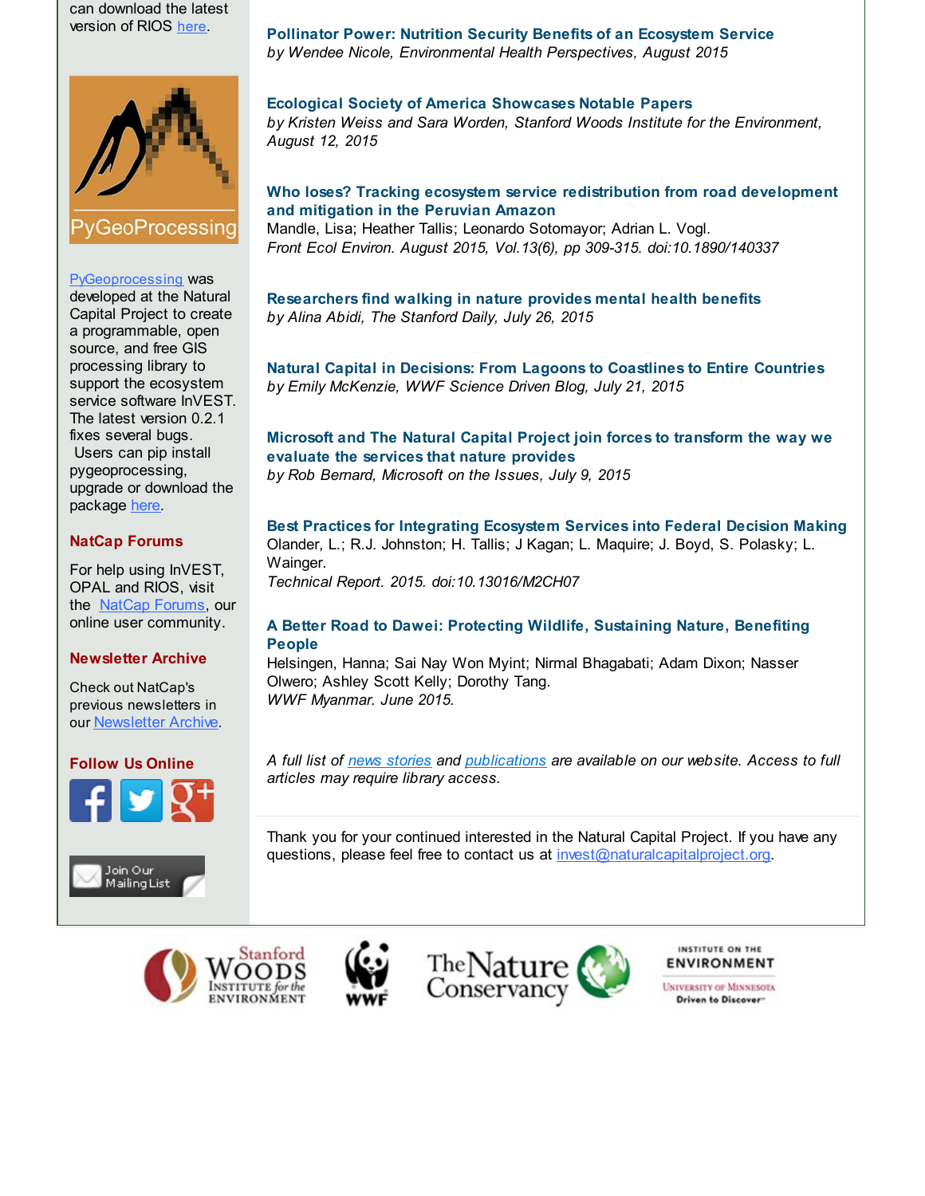can download the latest version of RIOS here.

PyGeoProcessing

PyGeoprocessing was developed at the Natural Capital Project to create a programmable, open source, and free GIS processing library to support the ecosystem service software InVEST. The latest version 0.2.1 fixes several bugs. Users can pip install pygeoprocessing, upgrade or download the package here.

### NatCap Forums

For help using InVEST, OPAL and RIOS, visit the NatCap Forums, our online user community.

### Newsletter Archive

Check out NatCap's previous newsletters in our Newsletter Archive.

### Follow Us Online

Join Our Mailing List

**Pollinator Power: Nutrition Security Benefits of an Ecosystem Service**
*by Wendee Nicole, Environmental Health Perspectives, August 2015*

**Ecological Society of America Showcases Notable Papers**
*by Kristen Weiss and Sara Worden, Stanford Woods Institute for the Environment, August 12, 2015*

**Who loses? Tracking ecosystem service redistribution from road development and mitigation in the Peruvian Amazon**
Mandle, Lisa; Heather Tallis; Leonardo Sotomayor; Adrian L. Vogl.
*Front Ecol Environ. August 2015, Vol.13(6), pp 309-315. doi:10.1890/140337*

**Researchers find walking in nature provides mental health benefits**
*by Alina Abidi, The Stanford Daily, July 26, 2015*

**Natural Capital in Decisions: From Lagoons to Coastlines to Entire Countries**
*by Emily McKenzie, WWF Science Driven Blog, July 21, 2015*

**Microsoft and The Natural Capital Project join forces to transform the way we evaluate the services that nature provides**
*by Rob Bernard, Microsoft on the Issues, July 9, 2015*

**Best Practices for Integrating Ecosystem Services into Federal Decision Making**
Olander, L.; R.J. Johnston; H. Tallis; J Kagan; L. Maquire; J. Boyd, S. Polasky; L. Wainger.
*Technical Report. 2015. doi:10.13016/M2CH07*

**A Better Road to Dawei: Protecting Wildlife, Sustaining Nature, Benefiting People**
Helsingen, Hanna; Sai Nay Won Myint; Nirmal Bhagabati; Adam Dixon; Nasser Olwero; Ashley Scott Kelly; Dorothy Tang.
*WWF Myanmar. June 2015.*

*A full list of news stories and publications are available on our website. Access to full articles may require library access.*

---

Thank you for your continued interested in the Natural Capital Project. If you have any questions, please feel free to contact us at invest@naturalcapitalproject.org.

Stanford Woods Institute for the Environment | WWF | The Nature Conservancy | Institute on the Environment, University of Minnesota, Driven to Discover